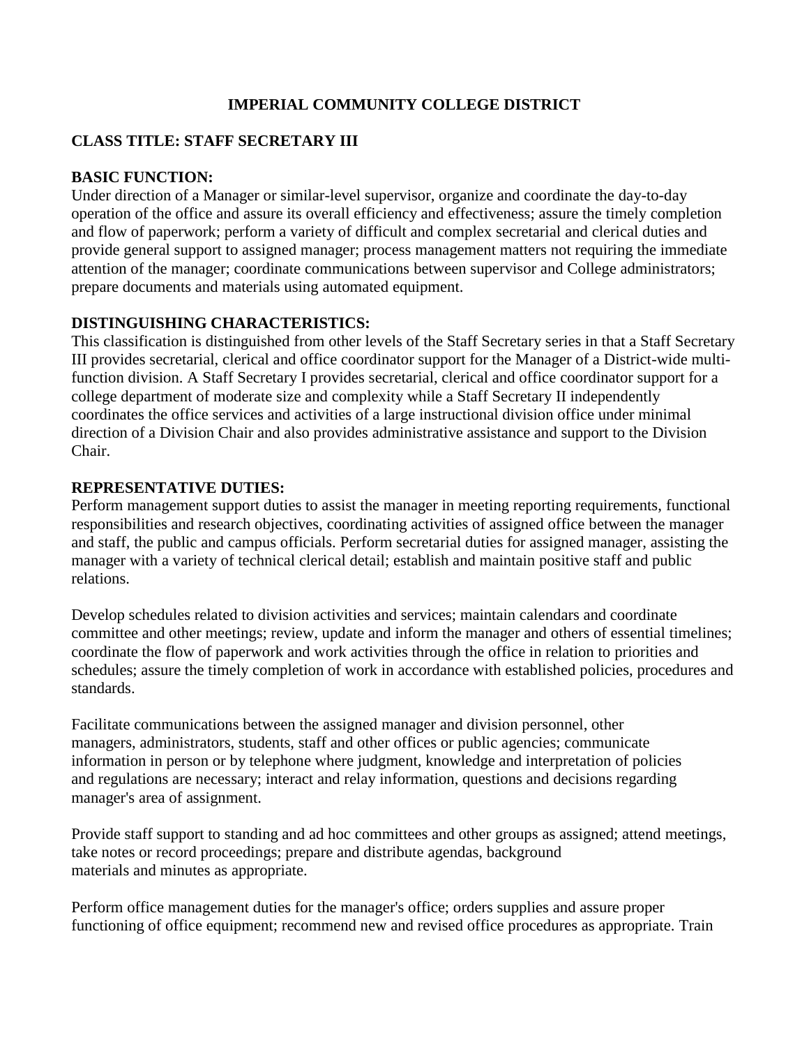# IMPERIAL COMMUNITY COLLEGE DISTRICT

## CLASS TITLE: STAFF SECRETARY III

### BASIC FUNCTION:

Under direction of a Manager or similar-level supervisor, organize and coordinate the day-to-day operation of the office and assure its overall efficiency and effectiveness; assure the timely completion and flow of paperwork; perform a variety of difficult and complex secretarial and clerical duties and provide general support to assigned manager; process management matters not requiring the immediate attention of the manager; coordinate communications between supervisor and College administrators; prepare documents and materials using automated equipment.

### DISTINGUISHING CHARACTERISTICS:

This classification is distinguished from other levels of the Staff Secretary series in that a Staff Secretary III provides secretarial, clerical and office coordinator support for the Manager of a District-wide multi-function division. A Staff Secretary I provides secretarial, clerical and office coordinator support for a college department of moderate size and complexity while a Staff Secretary II independently coordinates the office services and activities of a large instructional division office under minimal direction of a Division Chair and also provides administrative assistance and support to the Division Chair.

### REPRESENTATIVE DUTIES:

Perform management support duties to assist the manager in meeting reporting requirements, functional responsibilities and research objectives, coordinating activities of assigned office between the manager and staff, the public and campus officials. Perform secretarial duties for assigned manager, assisting the manager with a variety of technical clerical detail; establish and maintain positive staff and public relations.

Develop schedules related to division activities and services; maintain calendars and coordinate committee and other meetings; review, update and inform the manager and others of essential timelines; coordinate the flow of paperwork and work activities through the office in relation to priorities and schedules; assure the timely completion of work in accordance with established policies, procedures and standards.

Facilitate communications between the assigned manager and division personnel, other managers, administrators, students, staff and other offices or public agencies; communicate information in person or by telephone where judgment, knowledge and interpretation of policies and regulations are necessary; interact and relay information, questions and decisions regarding manager's area of assignment.

Provide staff support to standing and ad hoc committees and other groups as assigned; attend meetings, take notes or record proceedings; prepare and distribute agendas, background materials and minutes as appropriate.

Perform office management duties for the manager's office; orders supplies and assure proper functioning of office equipment; recommend new and revised office procedures as appropriate. Train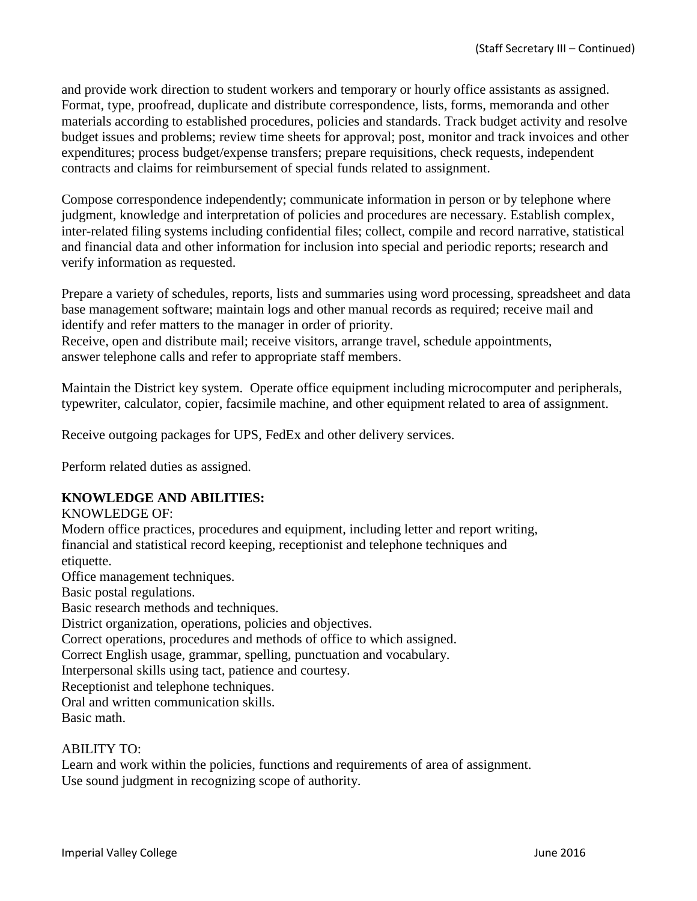and provide work direction to student workers and temporary or hourly office assistants as assigned. Format, type, proofread, duplicate and distribute correspondence, lists, forms, memoranda and other materials according to established procedures, policies and standards. Track budget activity and resolve budget issues and problems; review time sheets for approval; post, monitor and track invoices and other expenditures; process budget/expense transfers; prepare requisitions, check requests, independent contracts and claims for reimbursement of special funds related to assignment.

Compose correspondence independently; communicate information in person or by telephone where judgment, knowledge and interpretation of policies and procedures are necessary. Establish complex, inter-related filing systems including confidential files; collect, compile and record narrative, statistical and financial data and other information for inclusion into special and periodic reports; research and verify information as requested.

Prepare a variety of schedules, reports, lists and summaries using word processing, spreadsheet and data base management software; maintain logs and other manual records as required; receive mail and identify and refer matters to the manager in order of priority.
Receive, open and distribute mail; receive visitors, arrange travel, schedule appointments, answer telephone calls and refer to appropriate staff members.

Maintain the District key system. Operate office equipment including microcomputer and peripherals, typewriter, calculator, copier, facsimile machine, and other equipment related to area of assignment.

Receive outgoing packages for UPS, FedEx and other delivery services.

Perform related duties as assigned.

**KNOWLEDGE AND ABILITIES:**

KNOWLEDGE OF:

Modern office practices, procedures and equipment, including letter and report writing, financial and statistical record keeping, receptionist and telephone techniques and etiquette.
Office management techniques.
Basic postal regulations.
Basic research methods and techniques.
District organization, operations, policies and objectives.
Correct operations, procedures and methods of office to which assigned.
Correct English usage, grammar, spelling, punctuation and vocabulary.
Interpersonal skills using tact, patience and courtesy.
Receptionist and telephone techniques.
Oral and written communication skills.
Basic math.

ABILITY TO:

Learn and work within the policies, functions and requirements of area of assignment.
Use sound judgment in recognizing scope of authority.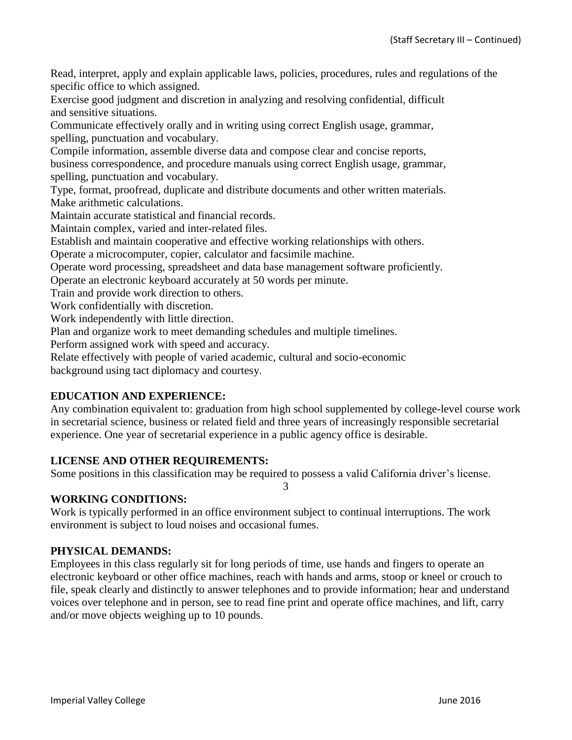Read, interpret, apply and explain applicable laws, policies, procedures, rules and regulations of the specific office to which assigned.
Exercise good judgment and discretion in analyzing and resolving confidential, difficult and sensitive situations.
Communicate effectively orally and in writing using correct English usage, grammar, spelling, punctuation and vocabulary.
Compile information, assemble diverse data and compose clear and concise reports, business correspondence, and procedure manuals using correct English usage, grammar, spelling, punctuation and vocabulary.
Type, format, proofread, duplicate and distribute documents and other written materials.
Make arithmetic calculations.
Maintain accurate statistical and financial records.
Maintain complex, varied and inter-related files.
Establish and maintain cooperative and effective working relationships with others.
Operate a microcomputer, copier, calculator and facsimile machine.
Operate word processing, spreadsheet and data base management software proficiently.
Operate an electronic keyboard accurately at 50 words per minute.
Train and provide work direction to others.
Work confidentially with discretion.
Work independently with little direction.
Plan and organize work to meet demanding schedules and multiple timelines.
Perform assigned work with speed and accuracy.
Relate effectively with people of varied academic, cultural and socio-economic background using tact diplomacy and courtesy.

**EDUCATION AND EXPERIENCE:**

Any combination equivalent to: graduation from high school supplemented by college-level course work in secretarial science, business or related field and three years of increasingly responsible secretarial experience. One year of secretarial experience in a public agency office is desirable.

**LICENSE AND OTHER REQUIREMENTS:**

Some positions in this classification may be required to possess a valid California driver's license.

**WORKING CONDITIONS:**

Work is typically performed in an office environment subject to continual interruptions. The work environment is subject to loud noises and occasional fumes.

**PHYSICAL DEMANDS:**

Employees in this class regularly sit for long periods of time, use hands and fingers to operate an electronic keyboard or other office machines, reach with hands and arms, stoop or kneel or crouch to file, speak clearly and distinctly to answer telephones and to provide information; hear and understand voices over telephone and in person, see to read fine print and operate office machines, and lift, carry and/or move objects weighing up to 10 pounds.